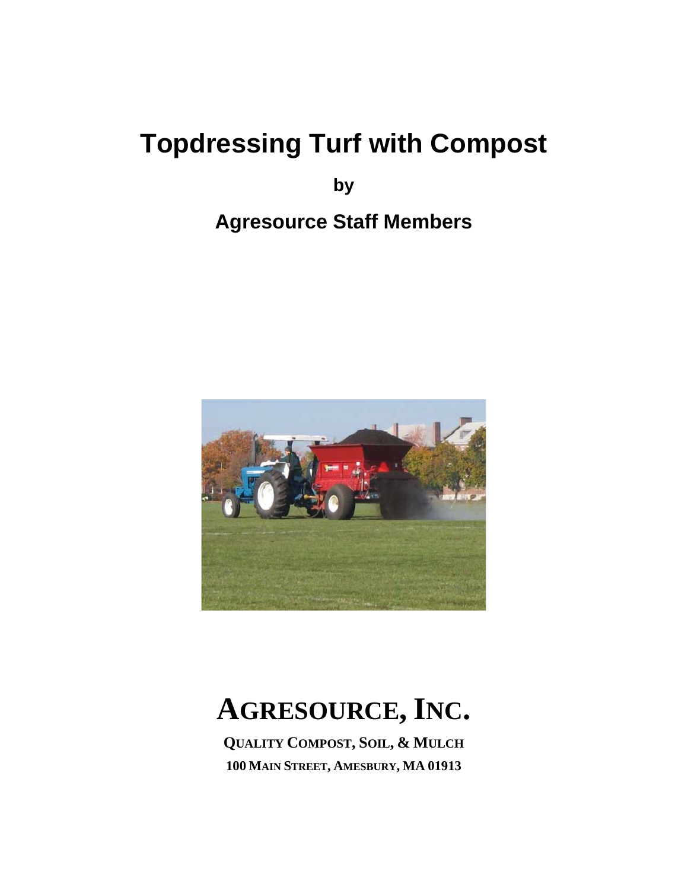# Topdressing Turf with Compost

**by**

**Agresource Staff Members**

# AGRESOURCE, INC.

**QUALITY COMPOST, SOIL, & MULCH**

**100 MAIN STREET, AMESBURY, MA 01913**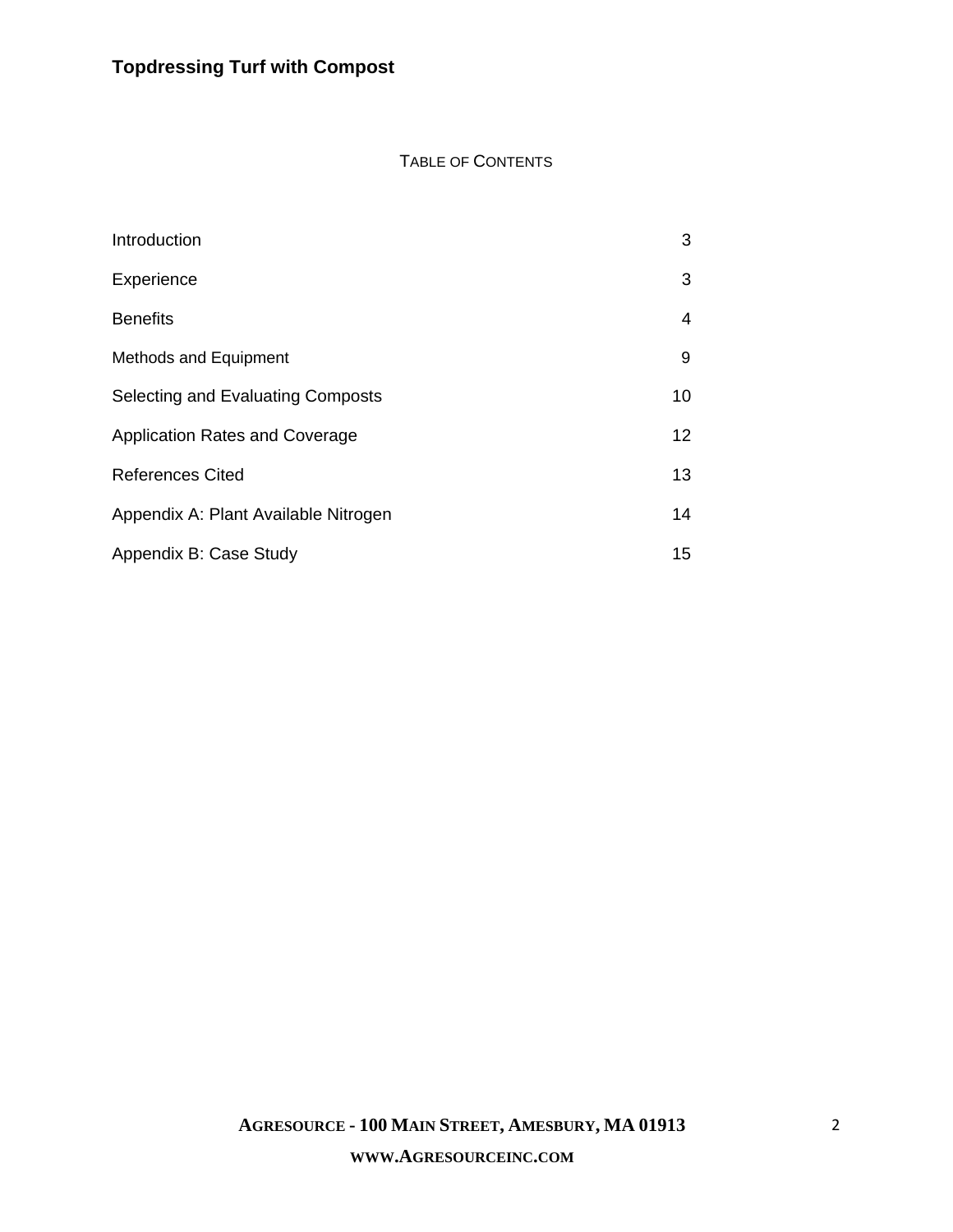## TABLE OF CONTENTS

| | |
|---|---|
| Introduction | 3 |
| Experience | 3 |
| Benefits | 4 |
| Methods and Equipment | 9 |
| Selecting and Evaluating Composts | 10 |
| Application Rates and Coverage | 12 |
| References Cited | 13 |
| Appendix A: Plant Available Nitrogen | 14 |
| Appendix B: Case Study | 15 |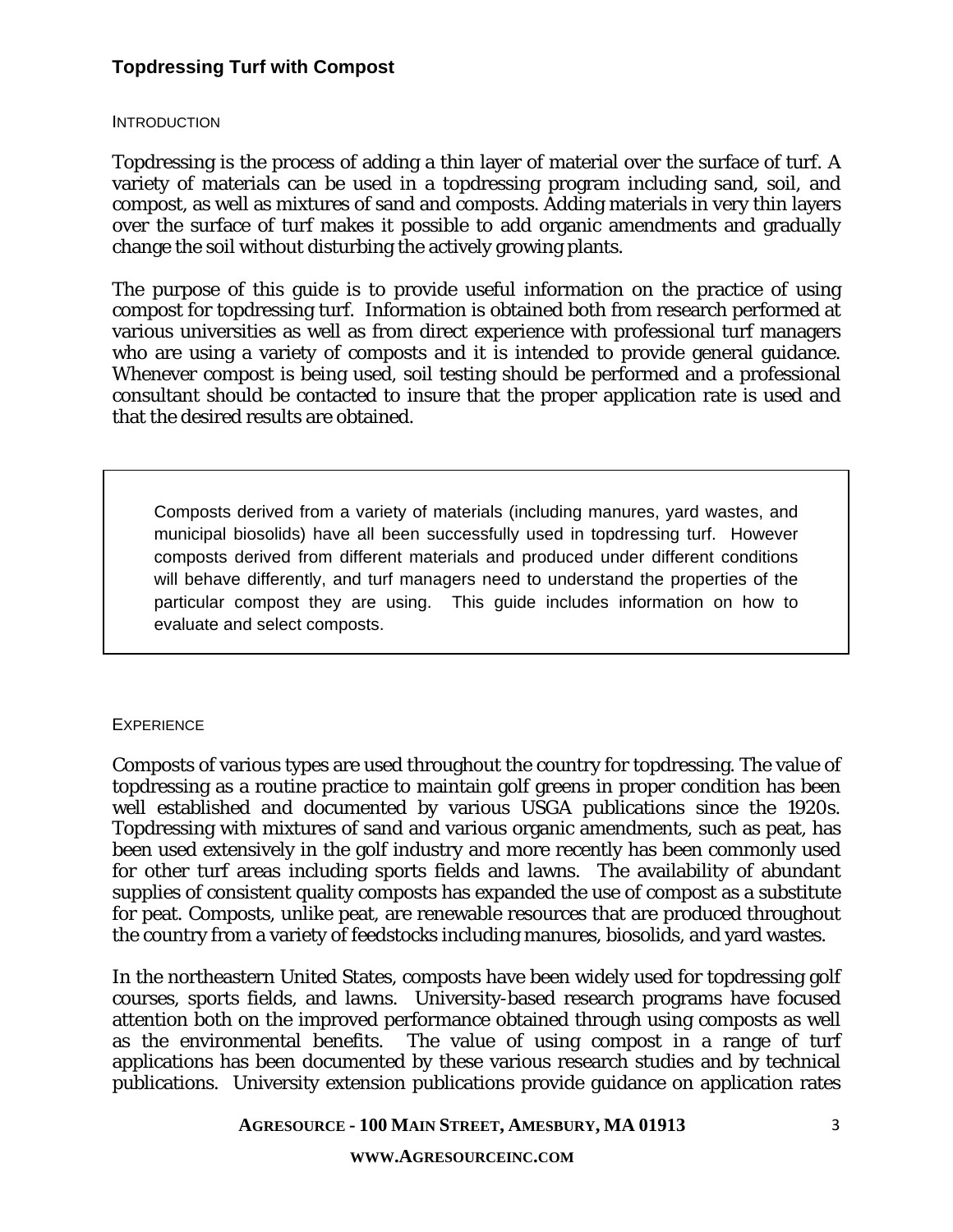## Topdressing Turf with Compost

### INTRODUCTION

Topdressing is the process of adding a thin layer of material over the surface of turf. A variety of materials can be used in a topdressing program including sand, soil, and compost, as well as mixtures of sand and composts. Adding materials in very thin layers over the surface of turf makes it possible to add organic amendments and gradually change the soil without disturbing the actively growing plants.

The purpose of this guide is to provide useful information on the practice of using compost for topdressing turf. Information is obtained both from research performed at various universities as well as from direct experience with professional turf managers who are using a variety of composts and it is intended to provide general guidance. Whenever compost is being used, soil testing should be performed and a professional consultant should be contacted to insure that the proper application rate is used and that the desired results are obtained.

> Composts derived from a variety of materials (including manures, yard wastes, and municipal biosolids) have all been successfully used in topdressing turf. However composts derived from different materials and produced under different conditions will behave differently, and turf managers need to understand the properties of the particular compost they are using. This guide includes information on how to evaluate and select composts.

### EXPERIENCE

Composts of various types are used throughout the country for topdressing. The value of topdressing as a routine practice to maintain golf greens in proper condition has been well established and documented by various USGA publications since the 1920s. Topdressing with mixtures of sand and various organic amendments, such as peat, has been used extensively in the golf industry and more recently has been commonly used for other turf areas including sports fields and lawns. The availability of abundant supplies of consistent quality composts has expanded the use of compost as a substitute for peat. Composts, unlike peat, are renewable resources that are produced throughout the country from a variety of feedstocks including manures, biosolids, and yard wastes.

In the northeastern United States, composts have been widely used for topdressing golf courses, sports fields, and lawns. University-based research programs have focused attention both on the improved performance obtained through using composts as well as the environmental benefits. The value of using compost in a range of turf applications has been documented by these various research studies and by technical publications. University extension publications provide guidance on application rates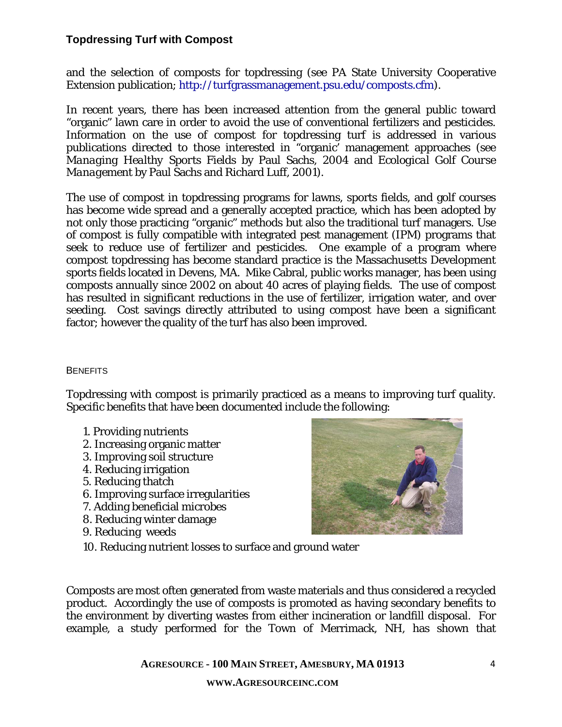and the selection of composts for topdressing (see PA State University Cooperative Extension publication; http://turfgrassmanagement.psu.edu/composts.cfm).

In recent years, there has been increased attention from the general public toward "organic" lawn care in order to avoid the use of conventional fertilizers and pesticides. Information on the use of compost for topdressing turf is addressed in various publications directed to those interested in "organic' management approaches (see *Managing Healthy Sports Fields* by Paul Sachs, 2004 and *Ecological Golf Course Management* by Paul Sachs and Richard Luff, 2001).

The use of compost in topdressing programs for lawns, sports fields, and golf courses has become wide spread and a generally accepted practice, which has been adopted by not only those practicing "organic" methods but also the traditional turf managers. Use of compost is fully compatible with integrated pest management (IPM) programs that seek to reduce use of fertilizer and pesticides. One example of a program where compost topdressing has become standard practice is the Massachusetts Development sports fields located in Devens, MA. Mike Cabral, public works manager, has been using composts annually since 2002 on about 40 acres of playing fields. The use of compost has resulted in significant reductions in the use of fertilizer, irrigation water, and over seeding. Cost savings directly attributed to using compost have been a significant factor; however the quality of the turf has also been improved.

## BENEFITS

Topdressing with compost is primarily practiced as a means to improving turf quality. Specific benefits that have been documented include the following:

1. Providing nutrients
2. Increasing organic matter
3. Improving soil structure
4. Reducing irrigation
5. Reducing thatch
6. Improving surface irregularities
7. Adding beneficial microbes
8. Reducing winter damage
9. Reducing weeds
10. Reducing nutrient losses to surface and ground water

Composts are most often generated from waste materials and thus considered a recycled product. Accordingly the use of composts is promoted as having secondary benefits to the environment by diverting wastes from either incineration or landfill disposal. For example, a study performed for the Town of Merrimack, NH, has shown that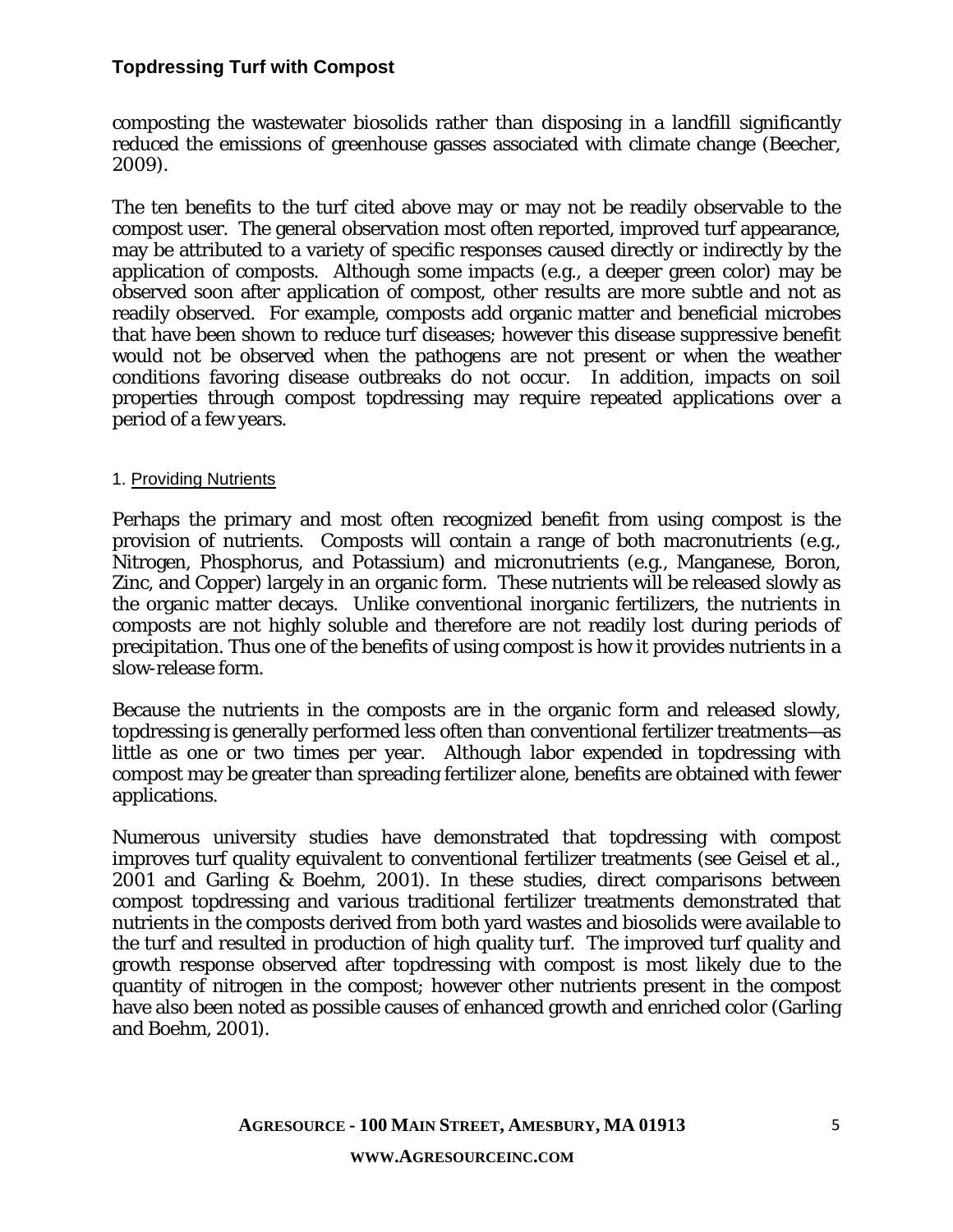composting the wastewater biosolids rather than disposing in a landfill significantly reduced the emissions of greenhouse gasses associated with climate change (Beecher, 2009).

The ten benefits to the turf cited above may or may not be readily observable to the compost user. The general observation most often reported, improved turf appearance, may be attributed to a variety of specific responses caused directly or indirectly by the application of composts. Although some impacts (e.g., a deeper green color) may be observed soon after application of compost, other results are more subtle and not as readily observed. For example, composts add organic matter and beneficial microbes that have been shown to reduce turf diseases; however this disease suppressive benefit would not be observed when the pathogens are not present or when the weather conditions favoring disease outbreaks do not occur. In addition, impacts on soil properties through compost topdressing may require repeated applications over a period of a few years.

### 1. Providing Nutrients

Perhaps the primary and most often recognized benefit from using compost is the provision of nutrients. Composts will contain a range of both macronutrients (e.g., Nitrogen, Phosphorus, and Potassium) and micronutrients (e.g., Manganese, Boron, Zinc, and Copper) largely in an organic form. These nutrients will be released slowly as the organic matter decays. Unlike conventional inorganic fertilizers, the nutrients in composts are not highly soluble and therefore are not readily lost during periods of precipitation. Thus one of the benefits of using compost is how it provides nutrients in a slow-release form.

Because the nutrients in the composts are in the organic form and released slowly, topdressing is generally performed less often than conventional fertilizer treatments—as little as one or two times per year. Although labor expended in topdressing with compost may be greater than spreading fertilizer alone, benefits are obtained with fewer applications.

Numerous university studies have demonstrated that topdressing with compost improves turf quality equivalent to conventional fertilizer treatments (see Geisel et al., 2001 and Garling & Boehm, 2001). In these studies, direct comparisons between compost topdressing and various traditional fertilizer treatments demonstrated that nutrients in the composts derived from both yard wastes and biosolids were available to the turf and resulted in production of high quality turf. The improved turf quality and growth response observed after topdressing with compost is most likely due to the quantity of nitrogen in the compost; however other nutrients present in the compost have also been noted as possible causes of enhanced growth and enriched color (Garling and Boehm, 2001).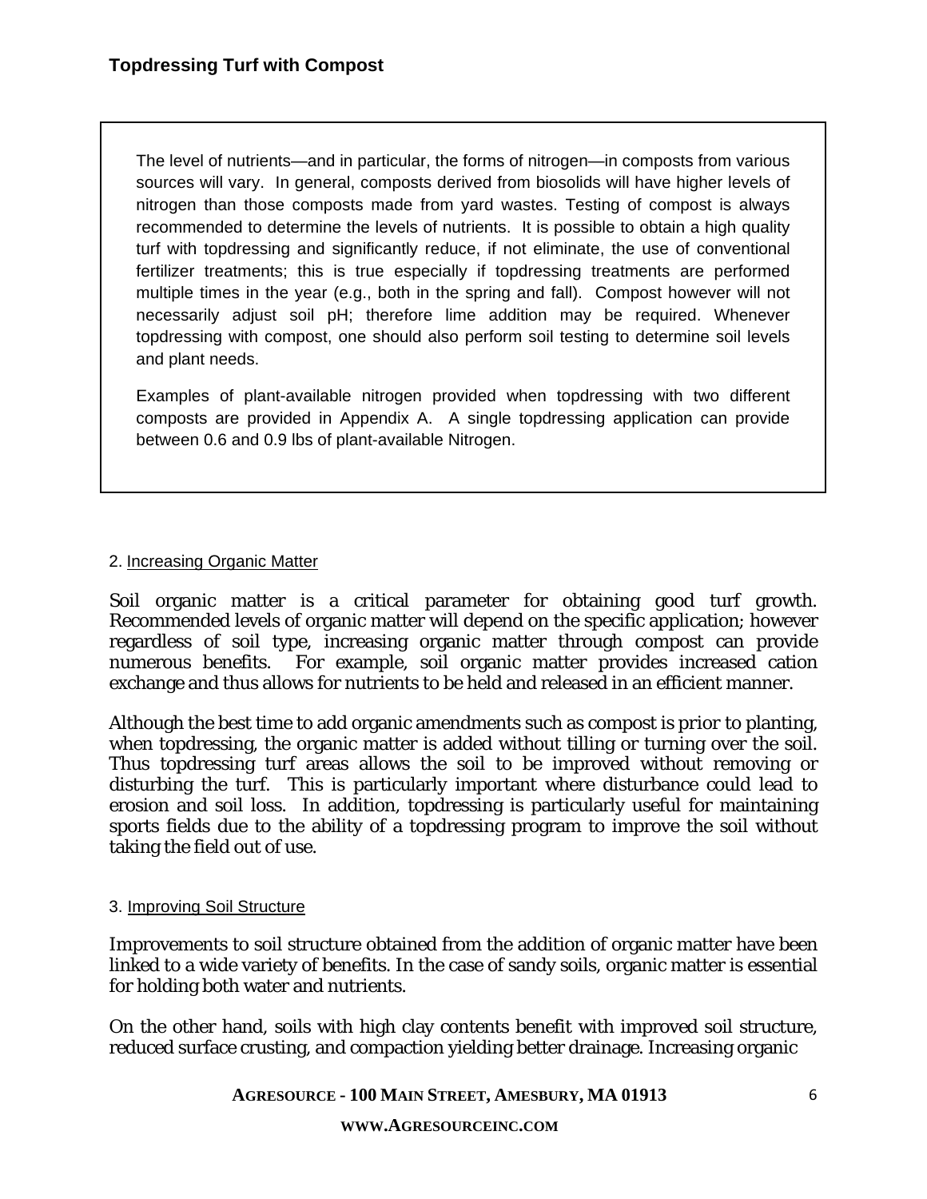The level of nutrients—and in particular, the forms of nitrogen—in composts from various sources will vary. In general, composts derived from biosolids will have higher levels of nitrogen than those composts made from yard wastes. Testing of compost is always recommended to determine the levels of nutrients. It is possible to obtain a high quality turf with topdressing and significantly reduce, if not eliminate, the use of conventional fertilizer treatments; this is true especially if topdressing treatments are performed multiple times in the year (e.g., both in the spring and fall). Compost however will not necessarily adjust soil pH; therefore lime addition may be required. Whenever topdressing with compost, one should also perform soil testing to determine soil levels and plant needs.

Examples of plant-available nitrogen provided when topdressing with two different composts are provided in Appendix A. A single topdressing application can provide between 0.6 and 0.9 lbs of plant-available Nitrogen.

### 2. Increasing Organic Matter

Soil organic matter is a critical parameter for obtaining good turf growth. Recommended levels of organic matter will depend on the specific application; however regardless of soil type, increasing organic matter through compost can provide numerous benefits. For example, soil organic matter provides increased cation exchange and thus allows for nutrients to be held and released in an efficient manner.

Although the best time to add organic amendments such as compost is prior to planting, when topdressing, the organic matter is added without tilling or turning over the soil. Thus topdressing turf areas allows the soil to be improved without removing or disturbing the turf. This is particularly important where disturbance could lead to erosion and soil loss. In addition, topdressing is particularly useful for maintaining sports fields due to the ability of a topdressing program to improve the soil without taking the field out of use.

### 3. Improving Soil Structure

Improvements to soil structure obtained from the addition of organic matter have been linked to a wide variety of benefits. In the case of sandy soils, organic matter is essential for holding both water and nutrients.

On the other hand, soils with high clay contents benefit with improved soil structure, reduced surface crusting, and compaction yielding better drainage. Increasing organic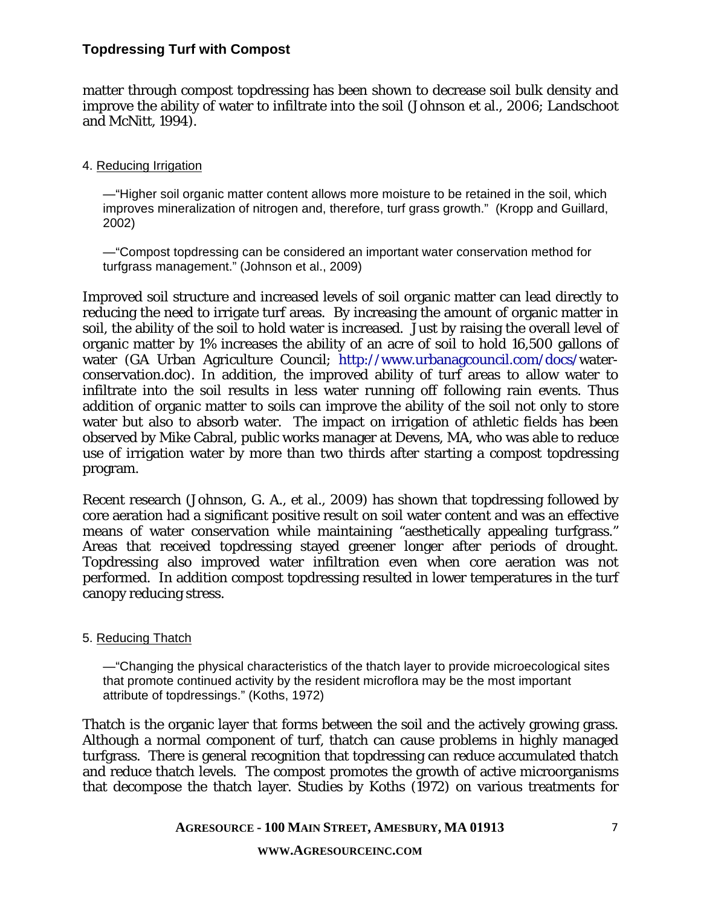matter through compost topdressing has been shown to decrease soil bulk density and improve the ability of water to infiltrate into the soil (Johnson et al., 2006; Landschoot and McNitt, 1994).

### 4. Reducing Irrigation

> —"Higher soil organic matter content allows more moisture to be retained in the soil, which improves mineralization of nitrogen and, therefore, turf grass growth." (Kropp and Guillard, 2002)

> —"Compost topdressing can be considered an important water conservation method for turfgrass management." (Johnson et al., 2009)

Improved soil structure and increased levels of soil organic matter can lead directly to reducing the need to irrigate turf areas. By increasing the amount of organic matter in soil, the ability of the soil to hold water is increased. Just by raising the overall level of organic matter by 1% increases the ability of an acre of soil to hold 16,500 gallons of water (GA Urban Agriculture Council; http://www.urbanagcouncil.com/docs/water-conservation.doc). In addition, the improved ability of turf areas to allow water to infiltrate into the soil results in less water running off following rain events. Thus addition of organic matter to soils can improve the ability of the soil not only to store water but also to absorb water. The impact on irrigation of athletic fields has been observed by Mike Cabral, public works manager at Devens, MA, who was able to reduce use of irrigation water by more than two thirds after starting a compost topdressing program.

Recent research (Johnson, G. A., et al., 2009) has shown that topdressing followed by core aeration had a significant positive result on soil water content and was an effective means of water conservation while maintaining "aesthetically appealing turfgrass." Areas that received topdressing stayed greener longer after periods of drought. Topdressing also improved water infiltration even when core aeration was not performed. In addition compost topdressing resulted in lower temperatures in the turf canopy reducing stress.

### 5. Reducing Thatch

> —"Changing the physical characteristics of the thatch layer to provide microecological sites that promote continued activity by the resident microflora may be the most important attribute of topdressings." (Koths, 1972)

Thatch is the organic layer that forms between the soil and the actively growing grass. Although a normal component of turf, thatch can cause problems in highly managed turfgrass. There is general recognition that topdressing can reduce accumulated thatch and reduce thatch levels. The compost promotes the growth of active microorganisms that decompose the thatch layer. Studies by Koths (1972) on various treatments for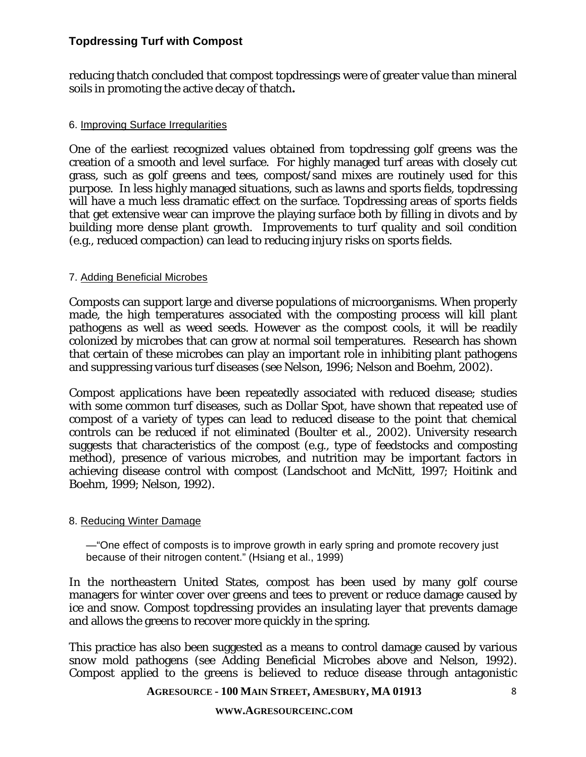reducing thatch concluded that compost topdressings were of greater value than mineral soils in promoting the active decay of thatch**.**

### 6. Improving Surface Irregularities

One of the earliest recognized values obtained from topdressing golf greens was the creation of a smooth and level surface. For highly managed turf areas with closely cut grass, such as golf greens and tees, compost/sand mixes are routinely used for this purpose. In less highly managed situations, such as lawns and sports fields, topdressing will have a much less dramatic effect on the surface. Topdressing areas of sports fields that get extensive wear can improve the playing surface both by filling in divots and by building more dense plant growth. Improvements to turf quality and soil condition (e.g., reduced compaction) can lead to reducing injury risks on sports fields.

### 7. Adding Beneficial Microbes

Composts can support large and diverse populations of microorganisms. When properly made, the high temperatures associated with the composting process will kill plant pathogens as well as weed seeds. However as the compost cools, it will be readily colonized by microbes that can grow at normal soil temperatures. Research has shown that certain of these microbes can play an important role in inhibiting plant pathogens and suppressing various turf diseases (see Nelson, 1996; Nelson and Boehm, 2002).

Compost applications have been repeatedly associated with reduced disease; studies with some common turf diseases, such as Dollar Spot, have shown that repeated use of compost of a variety of types can lead to reduced disease to the point that chemical controls can be reduced if not eliminated (Boulter et al., 2002). University research suggests that characteristics of the compost (e.g., type of feedstocks and composting method), presence of various microbes, and nutrition may be important factors in achieving disease control with compost (Landschoot and McNitt, 1997; Hoitink and Boehm, 1999; Nelson, 1992).

### 8. Reducing Winter Damage

> —"One effect of composts is to improve growth in early spring and promote recovery just because of their nitrogen content." (Hsiang et al., 1999)

In the northeastern United States, compost has been used by many golf course managers for winter cover over greens and tees to prevent or reduce damage caused by ice and snow. Compost topdressing provides an insulating layer that prevents damage and allows the greens to recover more quickly in the spring.

This practice has also been suggested as a means to control damage caused by various snow mold pathogens (see Adding Beneficial Microbes above and Nelson, 1992). Compost applied to the greens is believed to reduce disease through antagonistic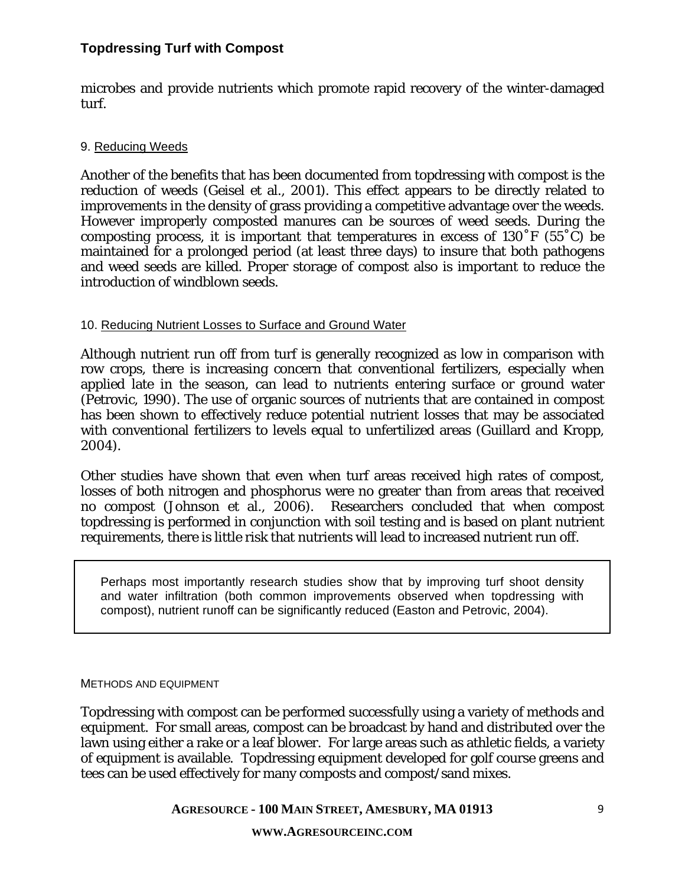microbes and provide nutrients which promote rapid recovery of the winter-damaged turf.

### 9. Reducing Weeds

Another of the benefits that has been documented from topdressing with compost is the reduction of weeds (Geisel et al., 2001). This effect appears to be directly related to improvements in the density of grass providing a competitive advantage over the weeds. However improperly composted manures can be sources of weed seeds. During the composting process, it is important that temperatures in excess of 130˚F (55˚C) be maintained for a prolonged period (at least three days) to insure that both pathogens and weed seeds are killed. Proper storage of compost also is important to reduce the introduction of windblown seeds.

### 10. Reducing Nutrient Losses to Surface and Ground Water

Although nutrient run off from turf is generally recognized as low in comparison with row crops, there is increasing concern that conventional fertilizers, especially when applied late in the season, can lead to nutrients entering surface or ground water (Petrovic, 1990). The use of organic sources of nutrients that are contained in compost has been shown to effectively reduce potential nutrient losses that may be associated with conventional fertilizers to levels equal to unfertilized areas (Guillard and Kropp, 2004).

Other studies have shown that even when turf areas received high rates of compost, losses of both nitrogen and phosphorus were no greater than from areas that received no compost (Johnson et al., 2006). Researchers concluded that when compost topdressing is performed in conjunction with soil testing and is based on plant nutrient requirements, there is little risk that nutrients will lead to increased nutrient run off.

> Perhaps most importantly research studies show that by improving turf shoot density and water infiltration (both common improvements observed when topdressing with compost), nutrient runoff can be significantly reduced (Easton and Petrovic, 2004).

## METHODS AND EQUIPMENT

Topdressing with compost can be performed successfully using a variety of methods and equipment. For small areas, compost can be broadcast by hand and distributed over the lawn using either a rake or a leaf blower. For large areas such as athletic fields, a variety of equipment is available. Topdressing equipment developed for golf course greens and tees can be used effectively for many composts and compost/sand mixes.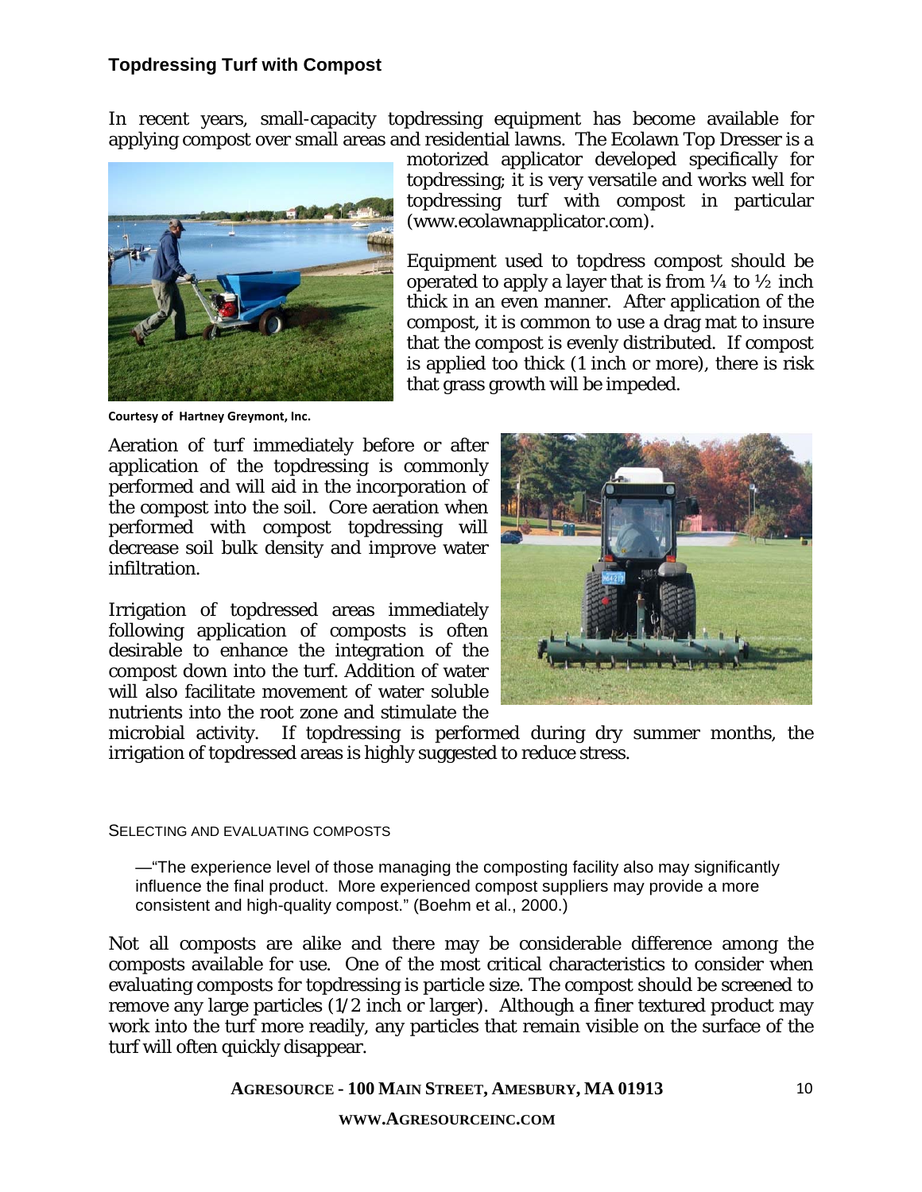### Topdressing Turf with Compost

In recent years, small-capacity topdressing equipment has become available for applying compost over small areas and residential lawns. The Ecolawn Top Dresser is a motorized applicator developed specifically for topdressing; it is very versatile and works well for topdressing turf with compost in particular (www.ecolawnapplicator.com).

Courtesy of Hartney Greymont, Inc.

Equipment used to topdress compost should be operated to apply a layer that is from ¼ to ½ inch thick in an even manner. After application of the compost, it is common to use a drag mat to insure that the compost is evenly distributed. If compost is applied too thick (1 inch or more), there is risk that grass growth will be impeded.

Aeration of turf immediately before or after application of the topdressing is commonly performed and will aid in the incorporation of the compost into the soil. Core aeration when performed with compost topdressing will decrease soil bulk density and improve water infiltration.

Irrigation of topdressed areas immediately following application of composts is often desirable to enhance the integration of the compost down into the turf. Addition of water will also facilitate movement of water soluble nutrients into the root zone and stimulate the microbial activity. If topdressing is performed during dry summer months, the irrigation of topdressed areas is highly suggested to reduce stress.

## SELECTING AND EVALUATING COMPOSTS

> —"The experience level of those managing the composting facility also may significantly influence the final product. More experienced compost suppliers may provide a more consistent and high-quality compost." (Boehm et al., 2000.)

Not all composts are alike and there may be considerable difference among the composts available for use. One of the most critical characteristics to consider when evaluating composts for topdressing is particle size. The compost should be screened to remove any large particles (1/2 inch or larger). Although a finer textured product may work into the turf more readily, any particles that remain visible on the surface of the turf will often quickly disappear.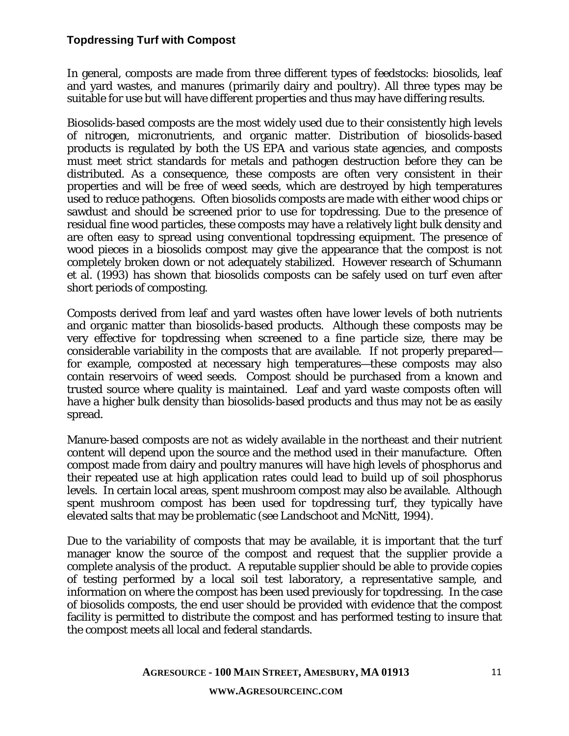## Topdressing Turf with Compost

In general, composts are made from three different types of feedstocks: biosolids, leaf and yard wastes, and manures (primarily dairy and poultry). All three types may be suitable for use but will have different properties and thus may have differing results.

Biosolids-based composts are the most widely used due to their consistently high levels of nitrogen, micronutrients, and organic matter. Distribution of biosolids-based products is regulated by both the US EPA and various state agencies, and composts must meet strict standards for metals and pathogen destruction before they can be distributed. As a consequence, these composts are often very consistent in their properties and will be free of weed seeds, which are destroyed by high temperatures used to reduce pathogens. Often biosolids composts are made with either wood chips or sawdust and should be screened prior to use for topdressing. Due to the presence of residual fine wood particles, these composts may have a relatively light bulk density and are often easy to spread using conventional topdressing equipment. The presence of wood pieces in a biosolids compost may give the appearance that the compost is not completely broken down or not adequately stabilized. However research of Schumann et al. (1993) has shown that biosolids composts can be safely used on turf even after short periods of composting.

Composts derived from leaf and yard wastes often have lower levels of both nutrients and organic matter than biosolids-based products. Although these composts may be very effective for topdressing when screened to a fine particle size, there may be considerable variability in the composts that are available. If not properly prepared—for example, composted at necessary high temperatures—these composts may also contain reservoirs of weed seeds. Compost should be purchased from a known and trusted source where quality is maintained. Leaf and yard waste composts often will have a higher bulk density than biosolids-based products and thus may not be as easily spread.

Manure-based composts are not as widely available in the northeast and their nutrient content will depend upon the source and the method used in their manufacture. Often compost made from dairy and poultry manures will have high levels of phosphorus and their repeated use at high application rates could lead to build up of soil phosphorus levels. In certain local areas, spent mushroom compost may also be available. Although spent mushroom compost has been used for topdressing turf, they typically have elevated salts that may be problematic (see Landschoot and McNitt, 1994).

Due to the variability of composts that may be available, it is important that the turf manager know the source of the compost and request that the supplier provide a complete analysis of the product. A reputable supplier should be able to provide copies of testing performed by a local soil test laboratory, a representative sample, and information on where the compost has been used previously for topdressing. In the case of biosolids composts, the end user should be provided with evidence that the compost facility is permitted to distribute the compost and has performed testing to insure that the compost meets all local and federal standards.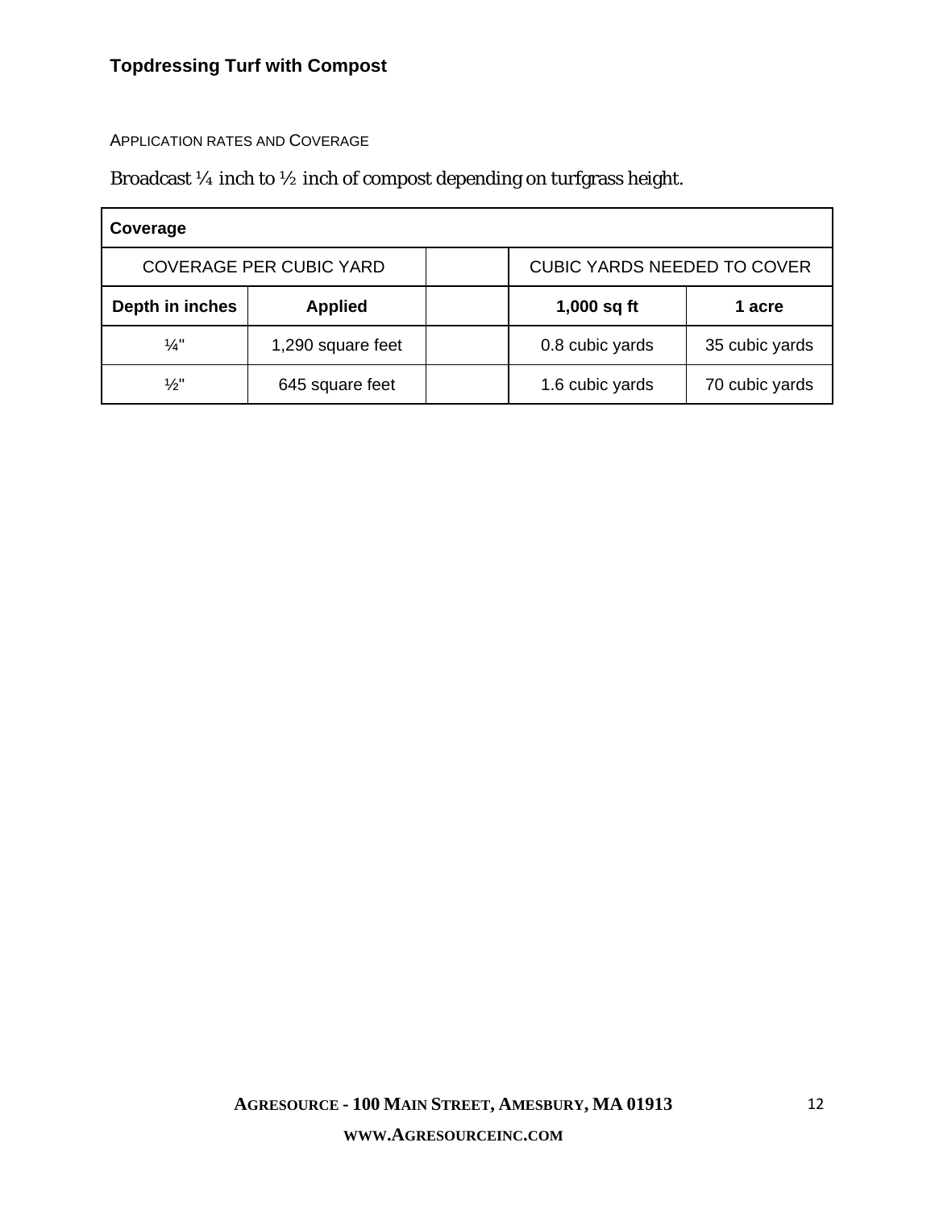## Topdressing Turf with Compost

APPLICATION RATES AND COVERAGE

Broadcast ¼ inch to ½ inch of compost depending on turfgrass height.

| Coverage | | | | |
|---|---|---|---|---|
| COVERAGE PER CUBIC YARD | | | CUBIC YARDS NEEDED TO COVER | |
| **Depth in inches** | **Applied** | | **1,000 sq ft** | **1 acre** |
| ¼" | 1,290 square feet | | 0.8 cubic yards | 35 cubic yards |
| ½" | 645 square feet | | 1.6 cubic yards | 70 cubic yards |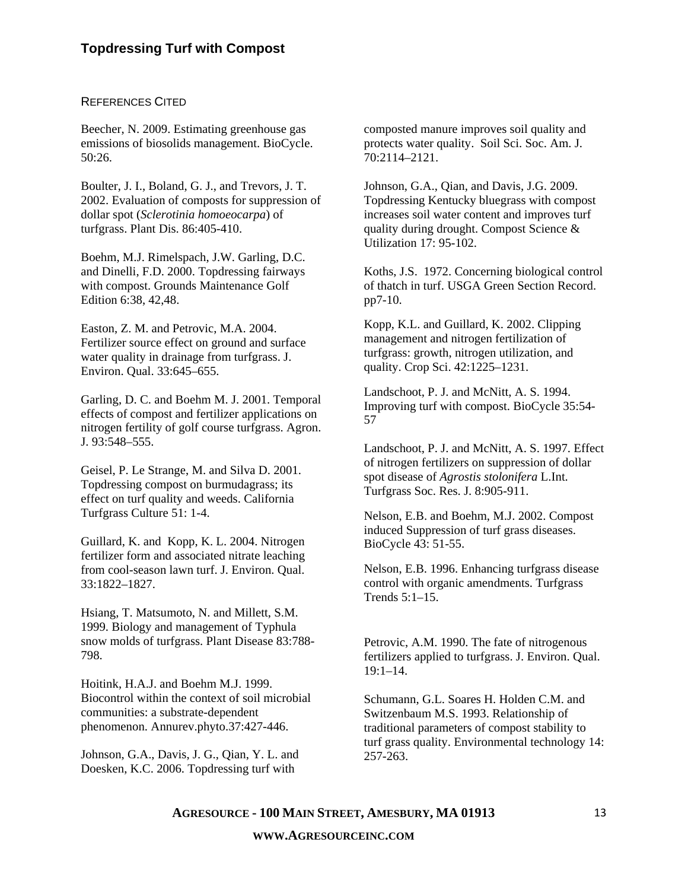References Cited

Beecher, N. 2009. Estimating greenhouse gas emissions of biosolids management. BioCycle. 50:26.

Boulter, J. I., Boland, G. J., and Trevors, J. T. 2002. Evaluation of composts for suppression of dollar spot (*Sclerotinia homoeocarpa*) of turfgrass. Plant Dis. 86:405-410.

Boehm, M.J. Rimelspach, J.W. Garling, D.C. and Dinelli, F.D. 2000. Topdressing fairways with compost. Grounds Maintenance Golf Edition 6:38, 42,48.

Easton, Z. M. and Petrovic, M.A. 2004. Fertilizer source effect on ground and surface water quality in drainage from turfgrass. J. Environ. Qual. 33:645–655.

Garling, D. C. and Boehm M. J. 2001. Temporal effects of compost and fertilizer applications on nitrogen fertility of golf course turfgrass. Agron. J. 93:548–555.

Geisel, P. Le Strange, M. and Silva D. 2001. Topdressing compost on burmudagrass; its effect on turf quality and weeds. California Turfgrass Culture 51: 1-4.

Guillard, K. and Kopp, K. L. 2004. Nitrogen fertilizer form and associated nitrate leaching from cool-season lawn turf. J. Environ. Qual. 33:1822–1827.

Hsiang, T. Matsumoto, N. and Millett, S.M. 1999. Biology and management of Typhula snow molds of turfgrass. Plant Disease 83:788-798.

Hoitink, H.A.J. and Boehm M.J. 1999. Biocontrol within the context of soil microbial communities: a substrate-dependent phenomenon. Annurev.phyto.37:427-446.

Johnson, G.A., Davis, J. G., Qian, Y. L. and Doesken, K.C. 2006. Topdressing turf with composted manure improves soil quality and protects water quality. Soil Sci. Soc. Am. J. 70:2114–2121.

Johnson, G.A., Qian, and Davis, J.G. 2009. Topdressing Kentucky bluegrass with compost increases soil water content and improves turf quality during drought. Compost Science & Utilization 17: 95-102.

Koths, J.S. 1972. Concerning biological control of thatch in turf. USGA Green Section Record. pp7-10.

Kopp, K.L. and Guillard, K. 2002. Clipping management and nitrogen fertilization of turfgrass: growth, nitrogen utilization, and quality. Crop Sci. 42:1225–1231.

Landschoot, P. J. and McNitt, A. S. 1994. Improving turf with compost. BioCycle 35:54-57

Landschoot, P. J. and McNitt, A. S. 1997. Effect of nitrogen fertilizers on suppression of dollar spot disease of *Agrostis stolonifera* L.Int. Turfgrass Soc. Res. J. 8:905-911.

Nelson, E.B. and Boehm, M.J. 2002. Compost induced Suppression of turf grass diseases. BioCycle 43: 51-55.

Nelson, E.B. 1996. Enhancing turfgrass disease control with organic amendments. Turfgrass Trends 5:1–15.

Petrovic, A.M. 1990. The fate of nitrogenous fertilizers applied to turfgrass. J. Environ. Qual. 19:1–14.

Schumann, G.L. Soares H. Holden C.M. and Switzenbaum M.S. 1993. Relationship of traditional parameters of compost stability to turf grass quality. Environmental technology 14: 257-263.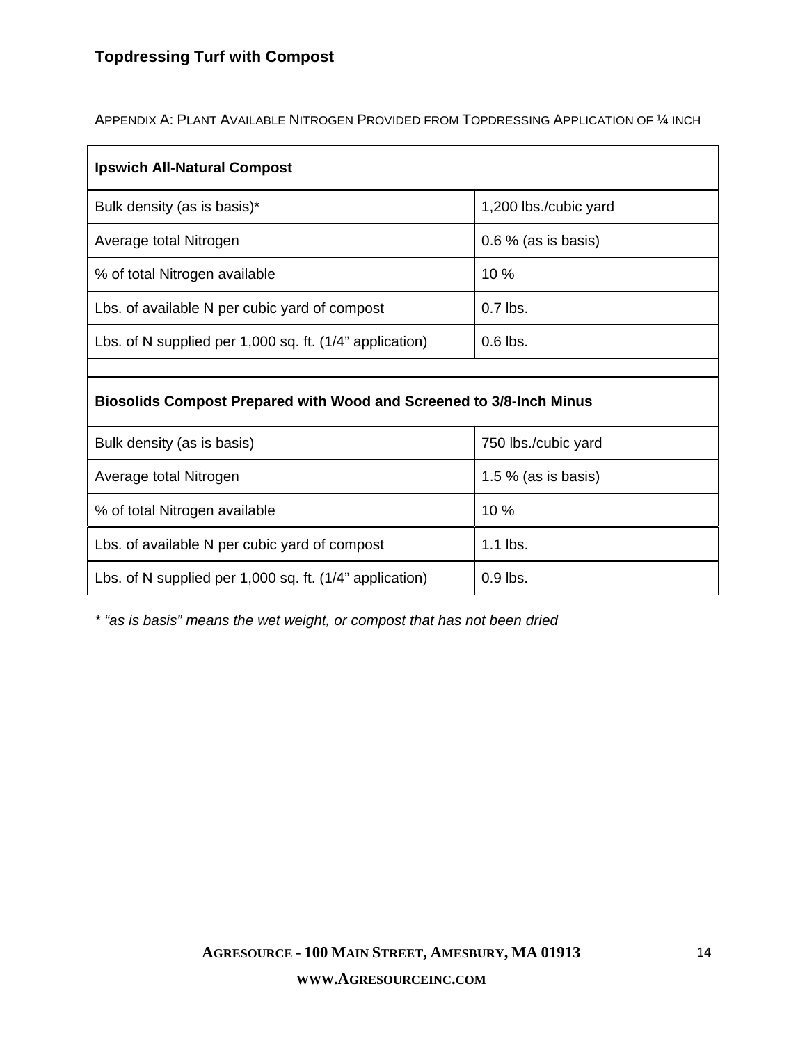APPENDIX A: PLANT AVAILABLE NITROGEN PROVIDED FROM TOPDRESSING APPLICATION OF ¼ INCH

| | |
|---|---|
| **Ipswich All-Natural Compost** | |
| Bulk density (as is basis)* | 1,200 lbs./cubic yard |
| Average total Nitrogen | 0.6 % (as is basis) |
| % of total Nitrogen available | 10 % |
| Lbs. of available N per cubic yard of compost | 0.7 lbs. |
| Lbs. of N supplied per 1,000 sq. ft. (1/4" application) | 0.6 lbs. |
| | |
| **Biosolids Compost Prepared with Wood and Screened to 3/8-Inch Minus** | |
| Bulk density (as is basis) | 750 lbs./cubic yard |
| Average total Nitrogen | 1.5 % (as is basis) |
| % of total Nitrogen available | 10 % |
| Lbs. of available N per cubic yard of compost | 1.1 lbs. |
| Lbs. of N supplied per 1,000 sq. ft. (1/4" application) | 0.9 lbs. |

*\* "as is basis" means the wet weight, or compost that has not been dried*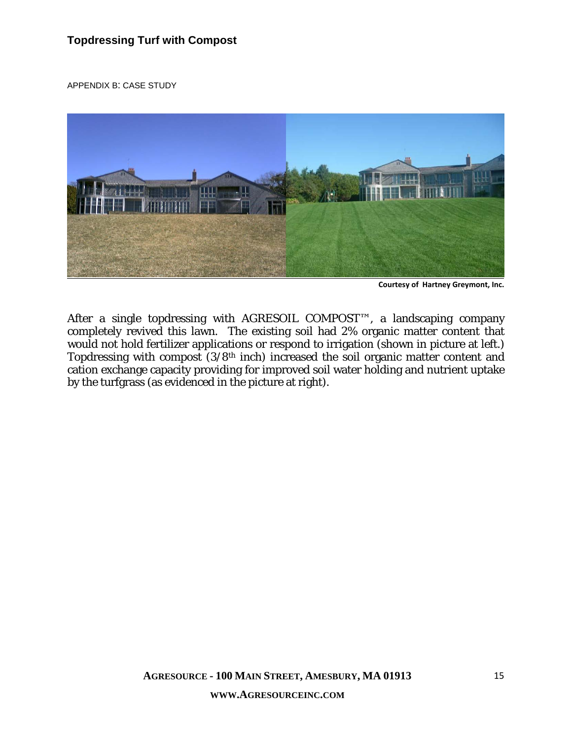**Topdressing Turf with Compost**

APPENDIX B: CASE STUDY

**Courtesy of Hartney Greymont, Inc.**

After a single topdressing with AGRESOIL COMPOST™, a landscaping company completely revived this lawn. The existing soil had 2% organic matter content that would not hold fertilizer applications or respond to irrigation (shown in picture at left.) Topdressing with compost (3/8th inch) increased the soil organic matter content and cation exchange capacity providing for improved soil water holding and nutrient uptake by the turfgrass (as evidenced in the picture at right).